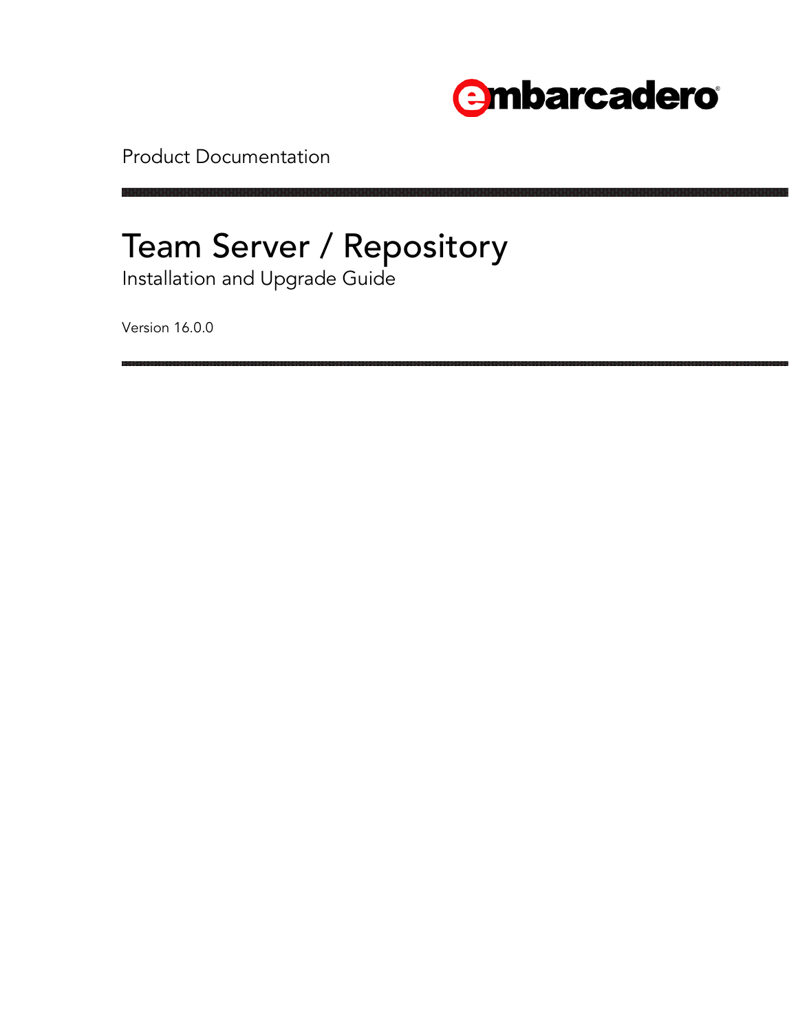embarcadero

Product Documentation

# Team Server / Repository

## Installation and Upgrade Guide

Version 16.0.0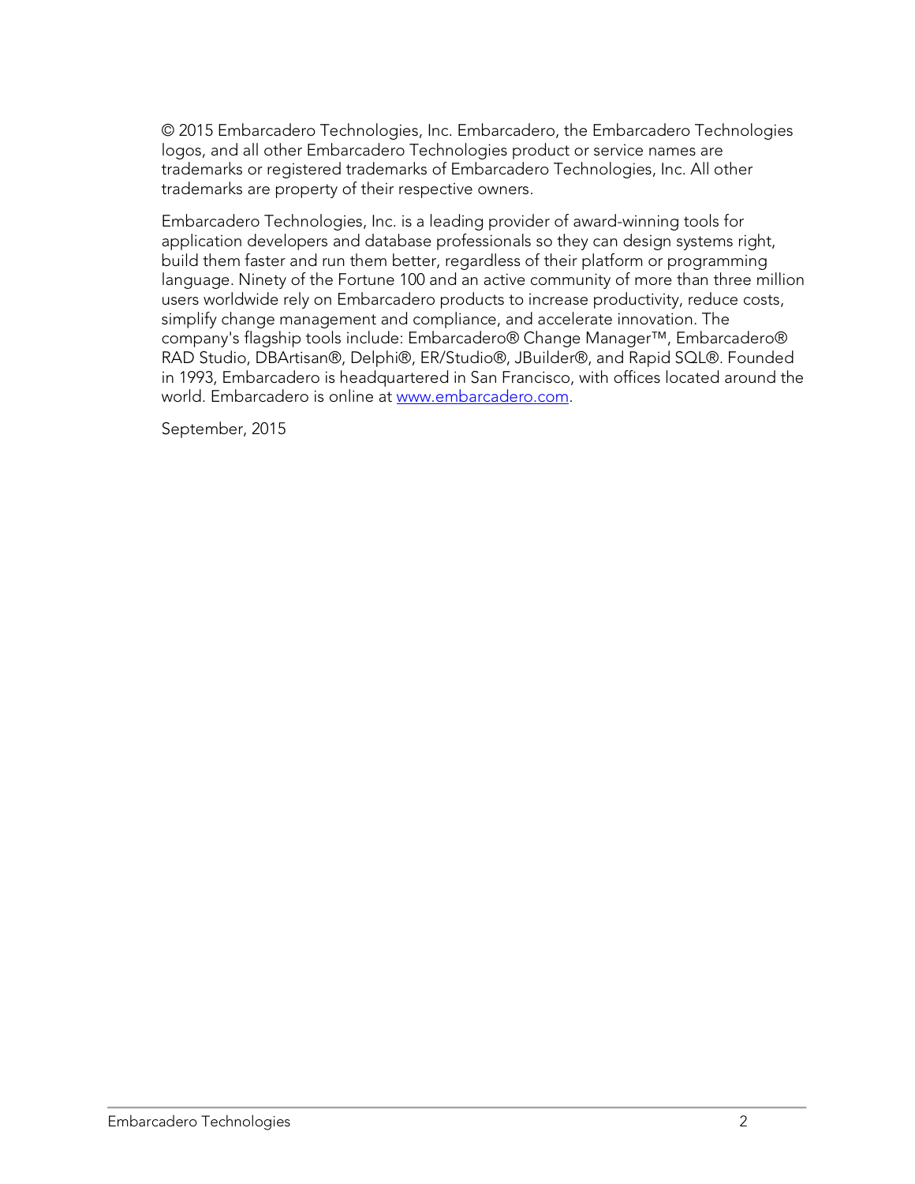© 2015 Embarcadero Technologies, Inc. Embarcadero, the Embarcadero Technologies logos, and all other Embarcadero Technologies product or service names are trademarks or registered trademarks of Embarcadero Technologies, Inc. All other trademarks are property of their respective owners.

Embarcadero Technologies, Inc. is a leading provider of award-winning tools for application developers and database professionals so they can design systems right, build them faster and run them better, regardless of their platform or programming language. Ninety of the Fortune 100 and an active community of more than three million users worldwide rely on Embarcadero products to increase productivity, reduce costs, simplify change management and compliance, and accelerate innovation. The company's flagship tools include: Embarcadero® Change Manager™, Embarcadero® RAD Studio, DBArtisan®, Delphi®, ER/Studio®, JBuilder®, and Rapid SQL®. Founded in 1993, Embarcadero is headquartered in San Francisco, with offices located around the world. Embarcadero is online at [www.embarcadero.com](http://www.embarcadero.com).

September, 2015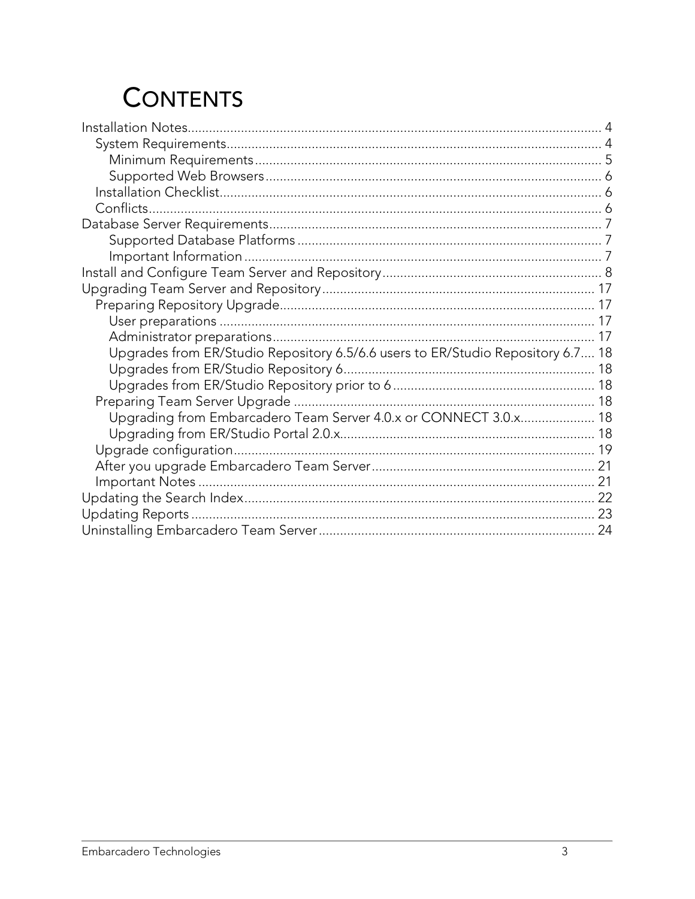# CONTENTS

- Installation Notes....................................................................................................... 4
  - System Requirements.............................................................................................. 4
    - Minimum Requirements...................................................................................... 5
    - Supported Web Browsers.................................................................................... 6
  - Installation Checklist................................................................................................ 6
  - Conflicts..................................................................................................................... 6
- Database Server Requirements...................................................................................... 7
    - Supported Database Platforms ........................................................................... 7
    - Important Information ......................................................................................... 7
- Install and Configure Team Server and Repository....................................................... 8
- Upgrading Team Server and Repository....................................................................... 17
  - Preparing Repository Upgrade.................................................................................. 17
    - User preparations ................................................................................................ 17
    - Administrator preparations.................................................................................. 17
    - Upgrades from ER/Studio Repository 6.5/6.6 users to ER/Studio Repository 6.7.... 18
    - Upgrades from ER/Studio Repository 6.................................................................. 18
    - Upgrades from ER/Studio Repository prior to 6 .................................................... 18
  - Preparing Team Server Upgrade ................................................................................ 18
    - Upgrading from Embarcadero Team Server 4.0.x or CONNECT 3.0.x..................... 18
    - Upgrading from ER/Studio Portal 2.0.x.................................................................. 18
  - Upgrade configuration............................................................................................... 19
  - After you upgrade Embarcadero Team Server.......................................................... 21
  - Important Notes ......................................................................................................... 21
- Updating the Search Index............................................................................................. 22
- Updating Reports ........................................................................................................... 23
- Uninstalling Embarcadero Team Server......................................................................... 24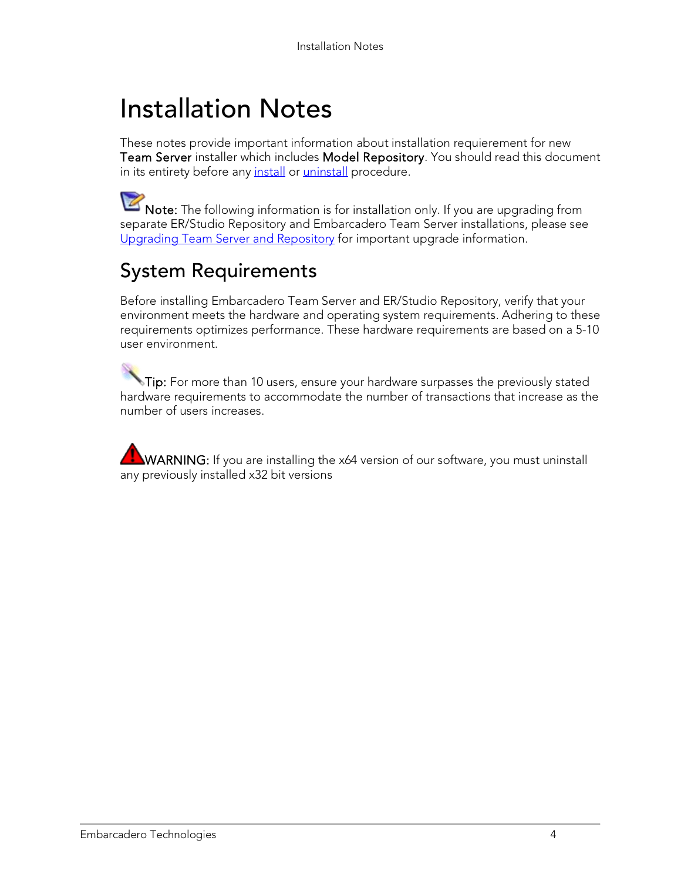# Installation Notes

These notes provide important information about installation requierement for new **Team Server** installer which includes **Model Repository**. You should read this document in its entirety before any install or uninstall procedure.

**Note:** The following information is for installation only. If you are upgrading from separate ER/Studio Repository and Embarcadero Team Server installations, please see Upgrading Team Server and Repository for important upgrade information.

## System Requirements

Before installing Embarcadero Team Server and ER/Studio Repository, verify that your environment meets the hardware and operating system requirements. Adhering to these requirements optimizes performance. These hardware requirements are based on a 5-10 user environment.

**Tip:** For more than 10 users, ensure your hardware surpasses the previously stated hardware requirements to accommodate the number of transactions that increase as the number of users increases.

**WARNING:** If you are installing the x64 version of our software, you must uninstall any previously installed x32 bit versions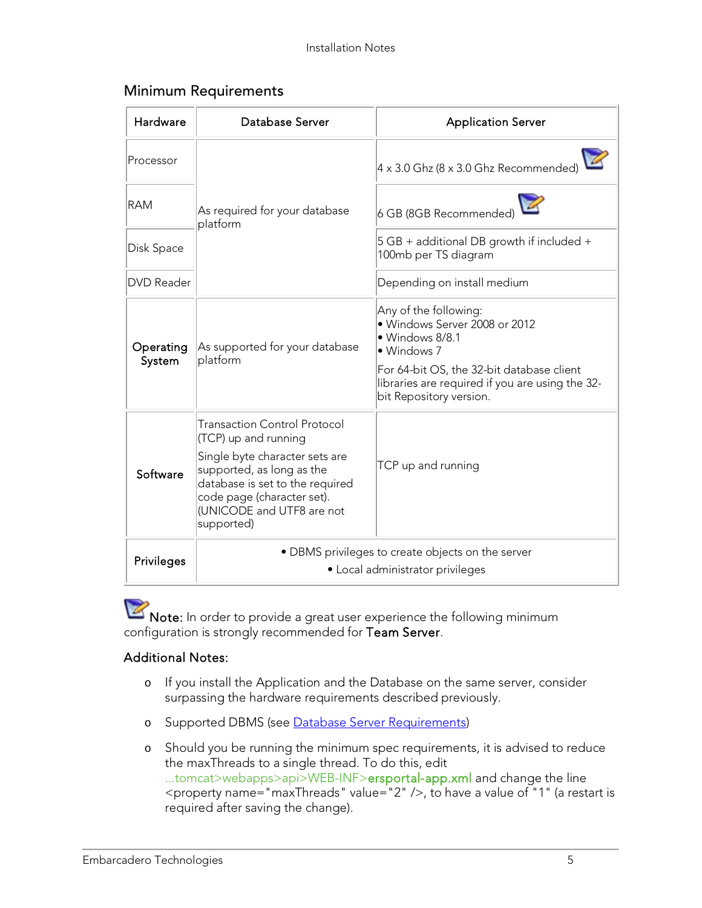## Minimum Requirements

| Hardware | Database Server | Application Server |
| --- | --- | --- |
| Processor | As required for your database platform | 4 x 3.0 Ghz (8 x 3.0 Ghz Recommended) |
| RAM | | 6 GB (8GB Recommended) |
| Disk Space | | 5 GB + additional DB growth if included + 100mb per TS diagram |
| DVD Reader | | Depending on install medium |
| **Operating System** | As supported for your database platform | Any of the following:<br>• Windows Server 2008 or 2012<br>• Windows 8/8.1<br>• Windows 7<br>For 64-bit OS, the 32-bit database client libraries are required if you are using the 32-bit Repository version. |
| **Software** | Transaction Control Protocol (TCP) up and running<br>Single byte character sets are supported, as long as the database is set to the required code page (character set). (UNICODE and UTF8 are not supported) | TCP up and running |
| **Privileges** | • DBMS privileges to create objects on the server<br>• Local administrator privileges | |

**Note:** In order to provide a great user experience the following minimum configuration is strongly recommended for **Team Server**.

### Additional Notes:

- If you install the Application and the Database on the same server, consider surpassing the hardware requirements described previously.
- Supported DBMS (see Database Server Requirements)
- Should you be running the minimum spec requirements, it is advised to reduce the maxThreads to a single thread. To do this, edit ...tomcat>webapps>api>WEB-INF>**ersportal-app.xml** and change the line <property name="maxThreads" value="2" />, to have a value of "1" (a restart is required after saving the change).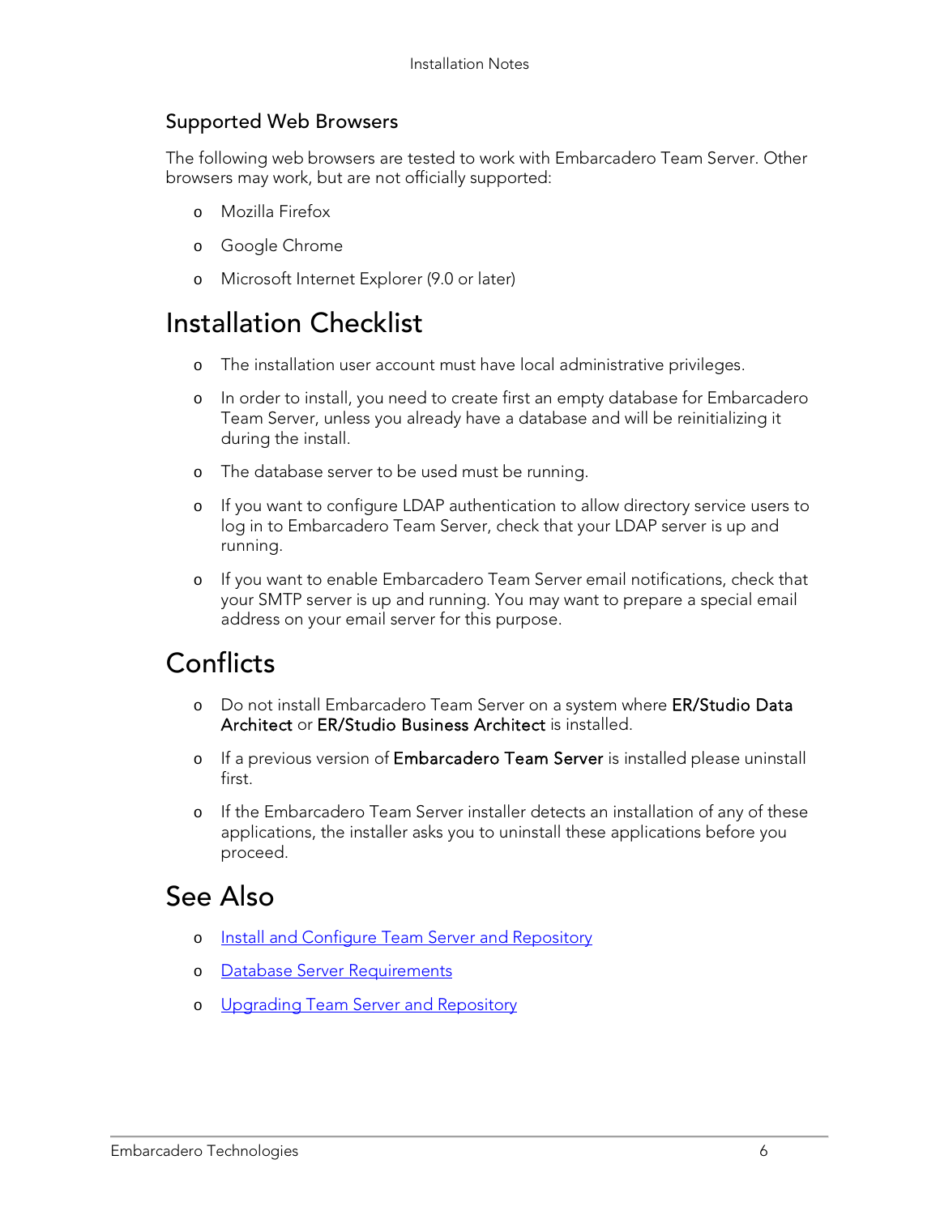### Supported Web Browsers

The following web browsers are tested to work with Embarcadero Team Server. Other browsers may work, but are not officially supported:

- Mozilla Firefox
- Google Chrome
- Microsoft Internet Explorer (9.0 or later)

## Installation Checklist

- The installation user account must have local administrative privileges.
- In order to install, you need to create first an empty database for Embarcadero Team Server, unless you already have a database and will be reinitializing it during the install.
- The database server to be used must be running.
- If you want to configure LDAP authentication to allow directory service users to log in to Embarcadero Team Server, check that your LDAP server is up and running.
- If you want to enable Embarcadero Team Server email notifications, check that your SMTP server is up and running. You may want to prepare a special email address on your email server for this purpose.

## Conflicts

- Do not install Embarcadero Team Server on a system where **ER/Studio Data Architect** or **ER/Studio Business Architect** is installed.
- If a previous version of **Embarcadero Team Server** is installed please uninstall first.
- If the Embarcadero Team Server installer detects an installation of any of these applications, the installer asks you to uninstall these applications before you proceed.

## See Also

- Install and Configure Team Server and Repository
- Database Server Requirements
- Upgrading Team Server and Repository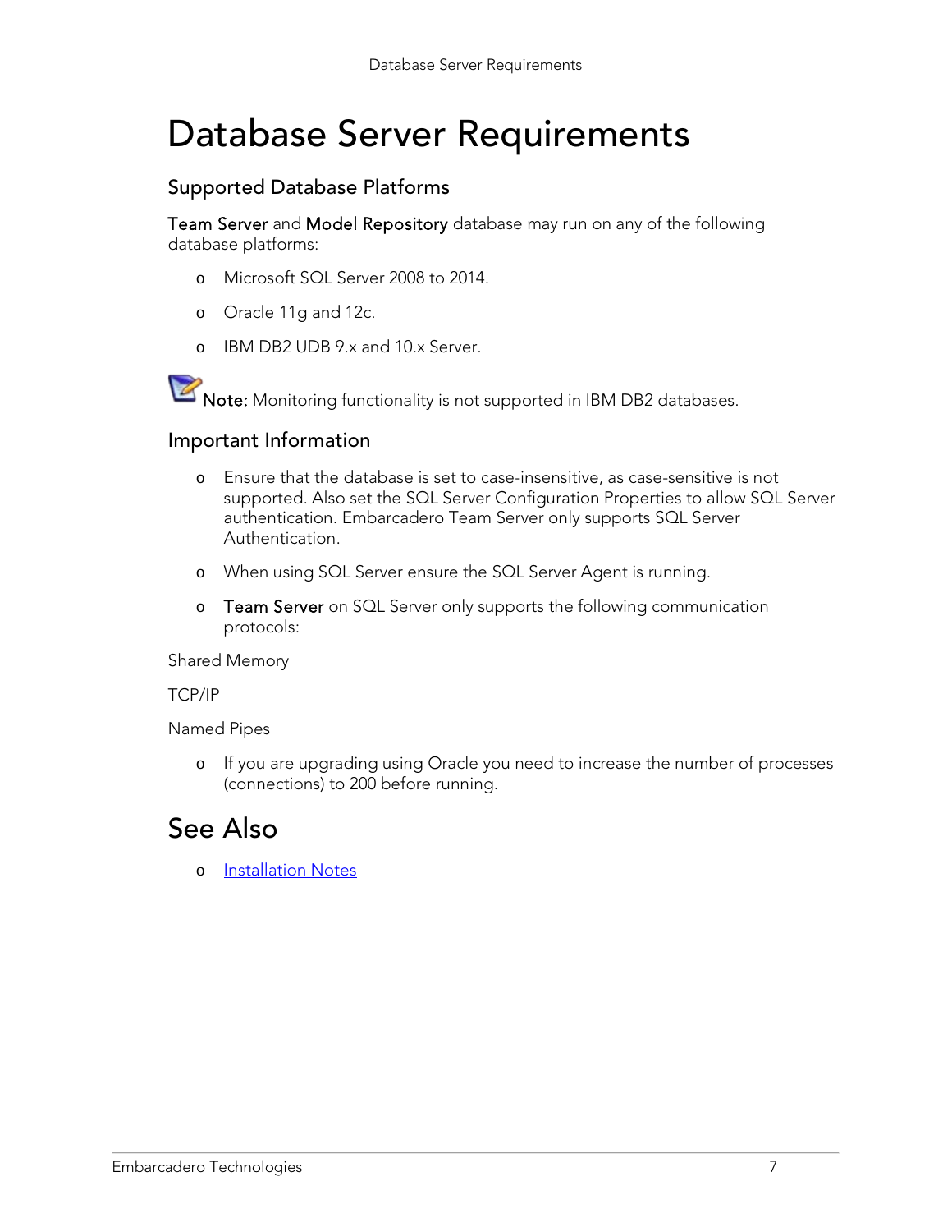# Database Server Requirements

## Supported Database Platforms

**Team Server** and **Model Repository** database may run on any of the following database platforms:

- Microsoft SQL Server 2008 to 2014.
- Oracle 11g and 12c.
- IBM DB2 UDB 9.x and 10.x Server.

**Note:** Monitoring functionality is not supported in IBM DB2 databases.

## Important Information

- Ensure that the database is set to case-insensitive, as case-sensitive is not supported. Also set the SQL Server Configuration Properties to allow SQL Server authentication. Embarcadero Team Server only supports SQL Server Authentication.
- When using SQL Server ensure the SQL Server Agent is running.
- **Team Server** on SQL Server only supports the following communication protocols:

Shared Memory

TCP/IP

Named Pipes

- If you are upgrading using Oracle you need to increase the number of processes (connections) to 200 before running.

# See Also

- Installation Notes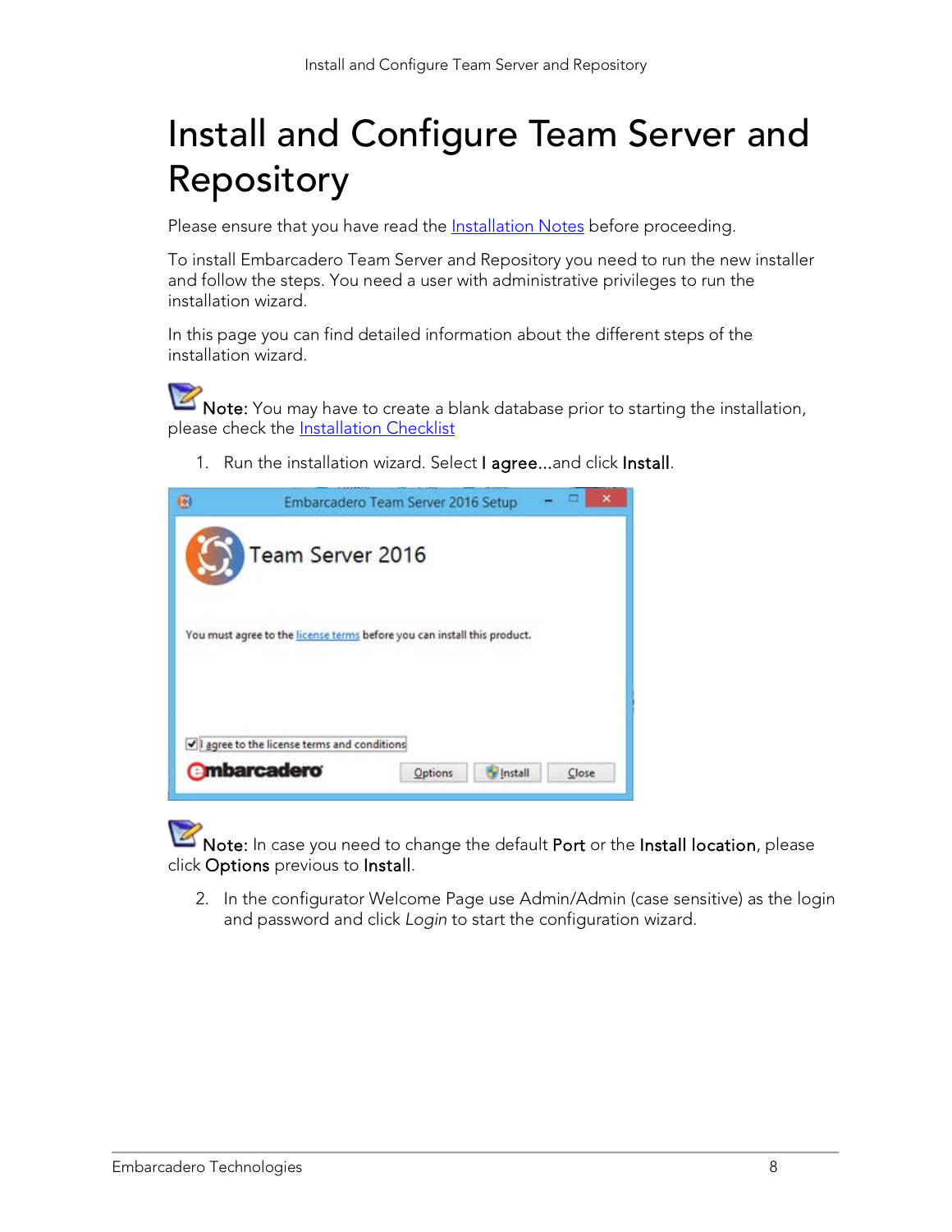# Install and Configure Team Server and Repository

Please ensure that you have read the Installation Notes before proceeding.

To install Embarcadero Team Server and Repository you need to run the new installer and follow the steps. You need a user with administrative privileges to run the installation wizard.

In this page you can find detailed information about the different steps of the installation wizard.

**Note:** You may have to create a blank database prior to starting the installation, please check the Installation Checklist

1. Run the installation wizard. Select **I agree...** and click **Install**.

**Note:** In case you need to change the default **Port** or the **Install location**, please click **Options** previous to **Install**.

2. In the configurator Welcome Page use Admin/Admin (case sensitive) as the login and password and click *Login* to start the configuration wizard.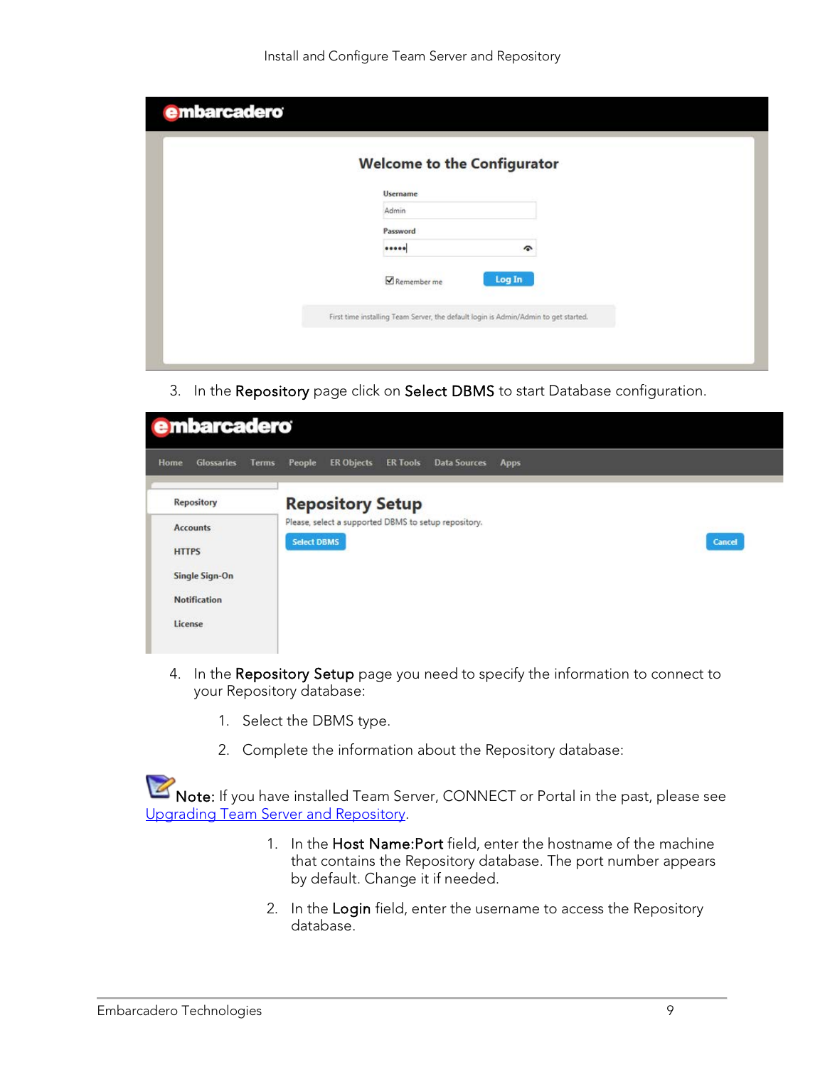3. In the **Repository** page click on **Select DBMS** to start Database configuration.

4. In the **Repository Setup** page you need to specify the information to connect to your Repository database:

    1. Select the DBMS type.

    2. Complete the information about the Repository database:

**Note:** If you have installed Team Server, CONNECT or Portal in the past, please see Upgrading Team Server and Repository.

1. In the **Host Name:Port** field, enter the hostname of the machine that contains the Repository database. The port number appears by default. Change it if needed.

2. In the **Login** field, enter the username to access the Repository database.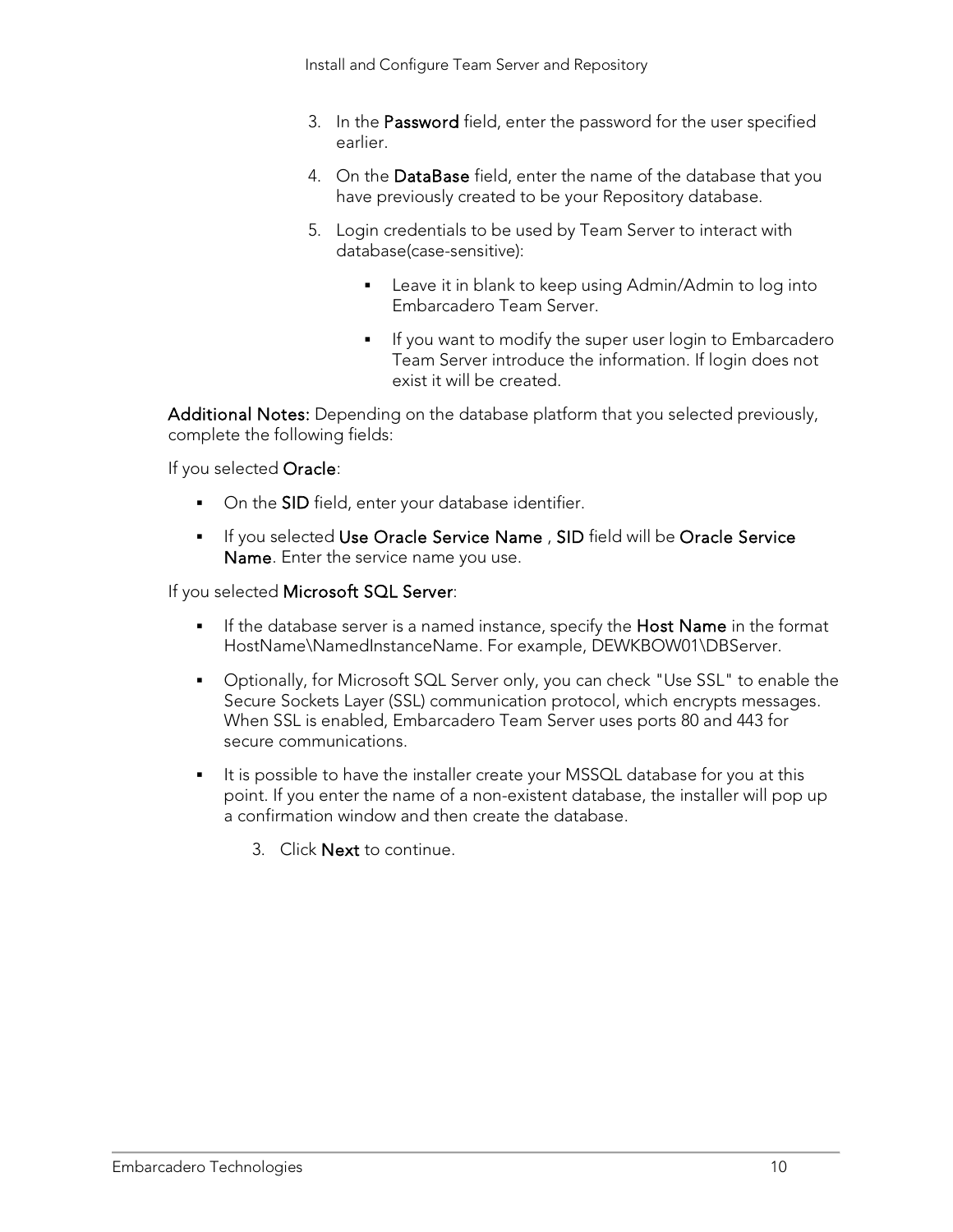3. In the **Password** field, enter the password for the user specified earlier.
4. On the **DataBase** field, enter the name of the database that you have previously created to be your Repository database.
5. Login credentials to be used by Team Server to interact with database(case-sensitive):
   - Leave it in blank to keep using Admin/Admin to log into Embarcadero Team Server.
   - If you want to modify the super user login to Embarcadero Team Server introduce the information. If login does not exist it will be created.

**Additional Notes:** Depending on the database platform that you selected previously, complete the following fields:

If you selected **Oracle**:

- On the **SID** field, enter your database identifier.
- If you selected **Use Oracle Service Name** , **SID** field will be **Oracle Service Name**. Enter the service name you use.

If you selected **Microsoft SQL Server**:

- If the database server is a named instance, specify the **Host Name** in the format HostName\NamedInstanceName. For example, DEWKBOW01\DBServer.
- Optionally, for Microsoft SQL Server only, you can check "Use SSL" to enable the Secure Sockets Layer (SSL) communication protocol, which encrypts messages. When SSL is enabled, Embarcadero Team Server uses ports 80 and 443 for secure communications.
- It is possible to have the installer create your MSSQL database for you at this point. If you enter the name of a non-existent database, the installer will pop up a confirmation window and then create the database.

3. Click **Next** to continue.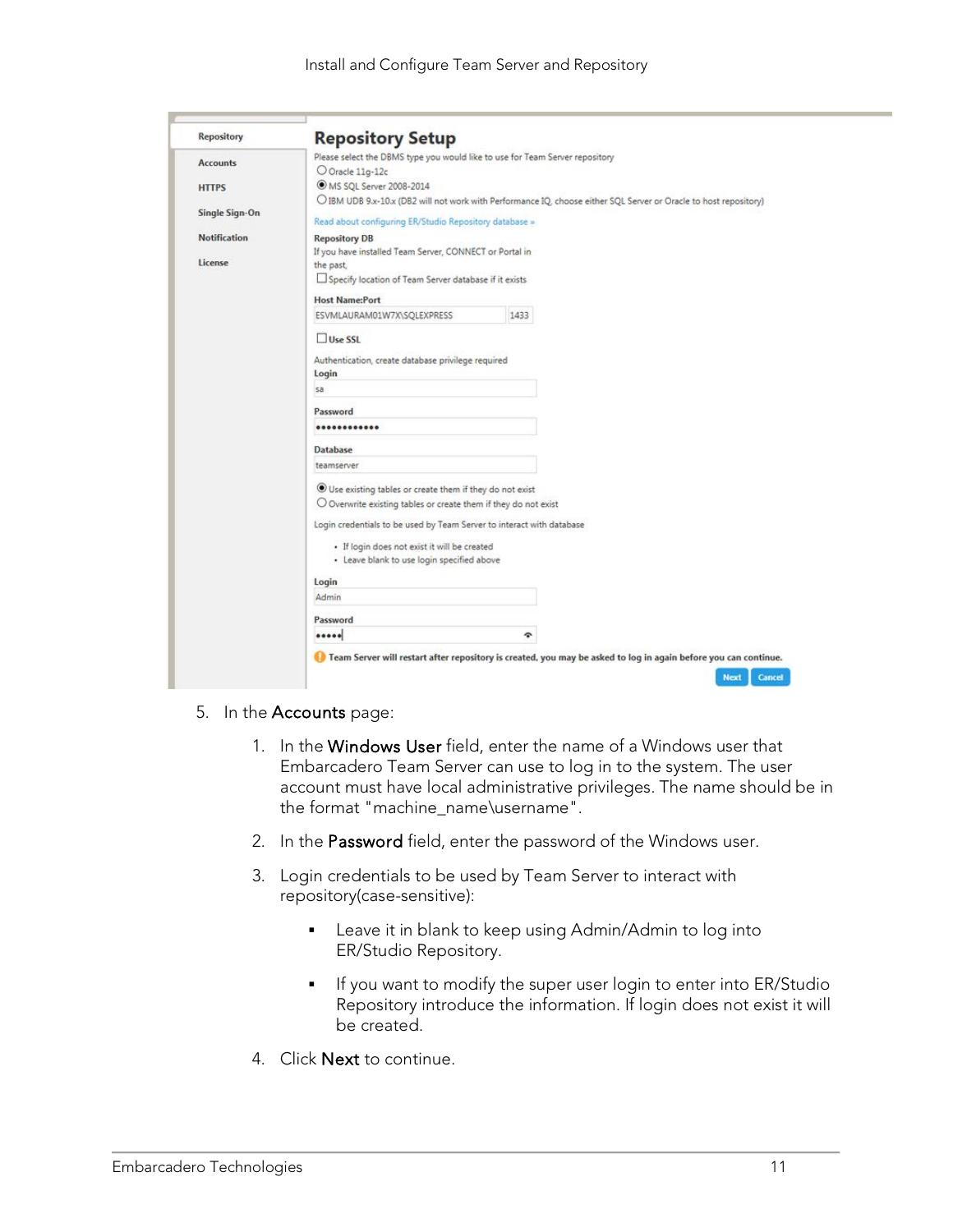5. In the **Accounts** page:

    1. In the **Windows User** field, enter the name of a Windows user that Embarcadero Team Server can use to log in to the system. The user account must have local administrative privileges. The name should be in the format "machine_name\username".

    2. In the **Password** field, enter the password of the Windows user.

    3. Login credentials to be used by Team Server to interact with repository(case-sensitive):

        - Leave it in blank to keep using Admin/Admin to log into ER/Studio Repository.

        - If you want to modify the super user login to enter into ER/Studio Repository introduce the information. If login does not exist it will be created.

    4. Click **Next** to continue.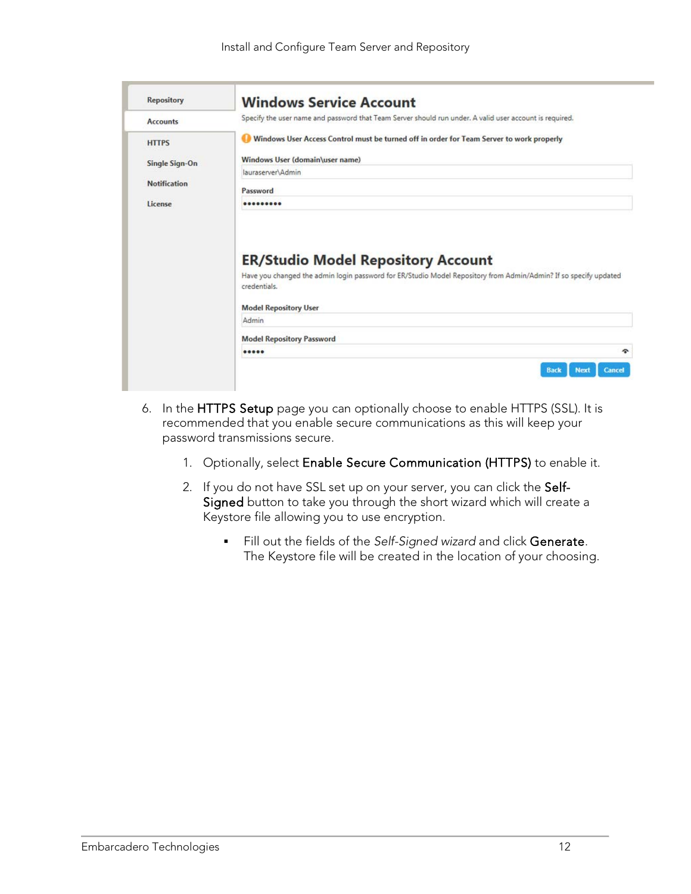6. In the **HTTPS Setup** page you can optionally choose to enable HTTPS (SSL). It is recommended that you enable secure communications as this will keep your password transmissions secure.

    1. Optionally, select **Enable Secure Communication (HTTPS)** to enable it.

    2. If you do not have SSL set up on your server, you can click the **Self-Signed** button to take you through the short wizard which will create a Keystore file allowing you to use encryption.

        - Fill out the fields of the *Self-Signed wizard* and click **Generate**. The Keystore file will be created in the location of your choosing.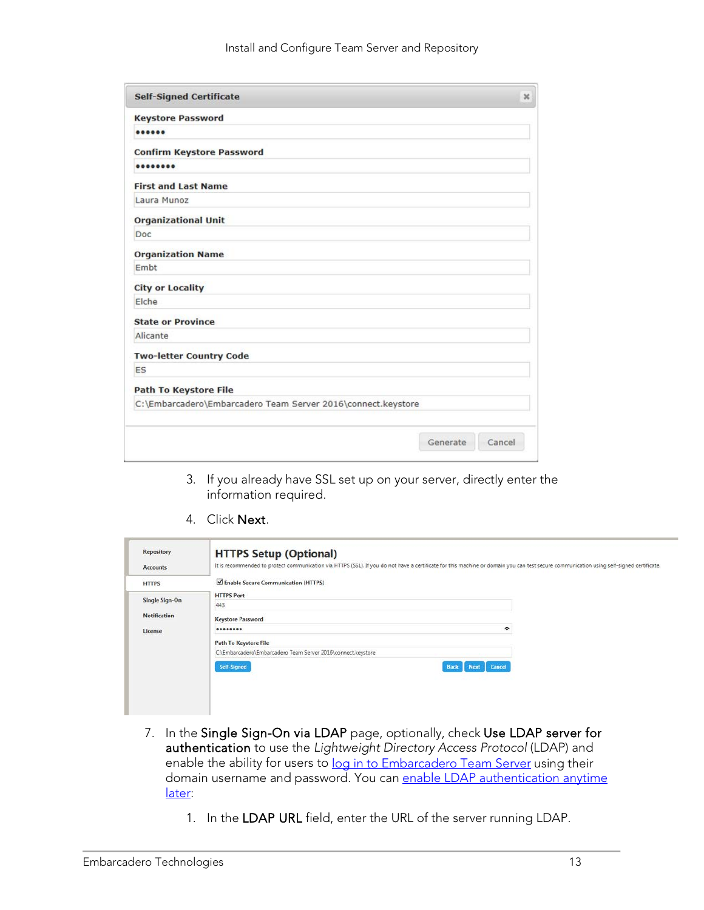3. If you already have SSL set up on your server, directly enter the information required.

4. Click **Next**.

7. In the **Single Sign-On via LDAP** page, optionally, check **Use LDAP server for authentication** to use the *Lightweight Directory Access Protocol* (LDAP) and enable the ability for users to log in to Embarcadero Team Server using their domain username and password. You can enable LDAP authentication anytime later:

   1. In the **LDAP URL** field, enter the URL of the server running LDAP.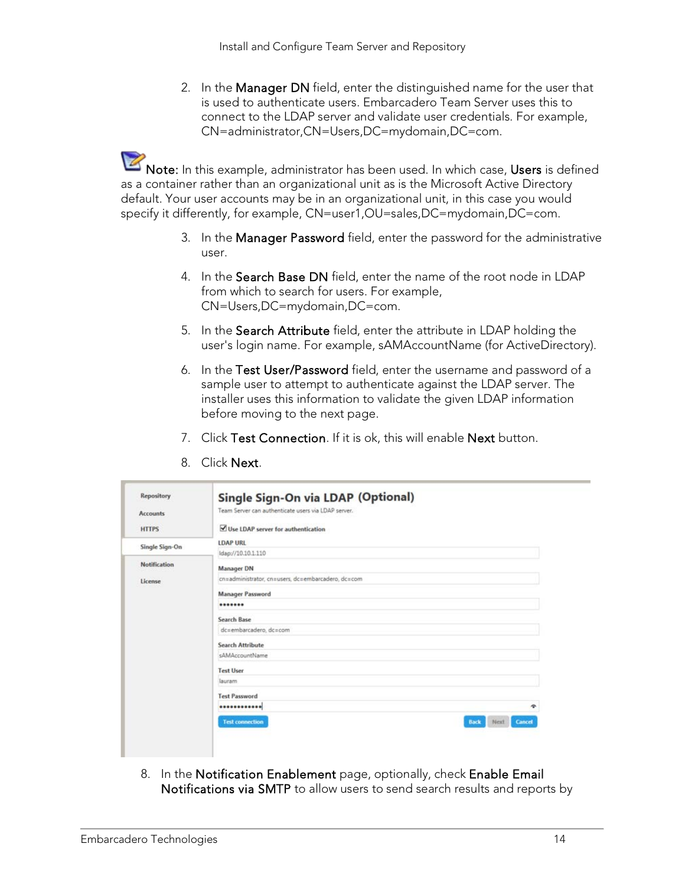2. In the **Manager DN** field, enter the distinguished name for the user that is used to authenticate users. Embarcadero Team Server uses this to connect to the LDAP server and validate user credentials. For example, CN=administrator,CN=Users,DC=mydomain,DC=com.

**Note:** In this example, administrator has been used. In which case, **Users** is defined as a container rather than an organizational unit as is the Microsoft Active Directory default. Your user accounts may be in an organizational unit, in this case you would specify it differently, for example, CN=user1,OU=sales,DC=mydomain,DC=com.

3. In the **Manager Password** field, enter the password for the administrative user.
4. In the **Search Base DN** field, enter the name of the root node in LDAP from which to search for users. For example, CN=Users,DC=mydomain,DC=com.
5. In the **Search Attribute** field, enter the attribute in LDAP holding the user's login name. For example, sAMAccountName (for ActiveDirectory).
6. In the **Test User/Password** field, enter the username and password of a sample user to attempt to authenticate against the LDAP server. The installer uses this information to validate the given LDAP information before moving to the next page.
7. Click **Test Connection**. If it is ok, this will enable **Next** button.
8. Click **Next**.

8. In the **Notification Enablement** page, optionally, check **Enable Email Notifications via SMTP** to allow users to send search results and reports by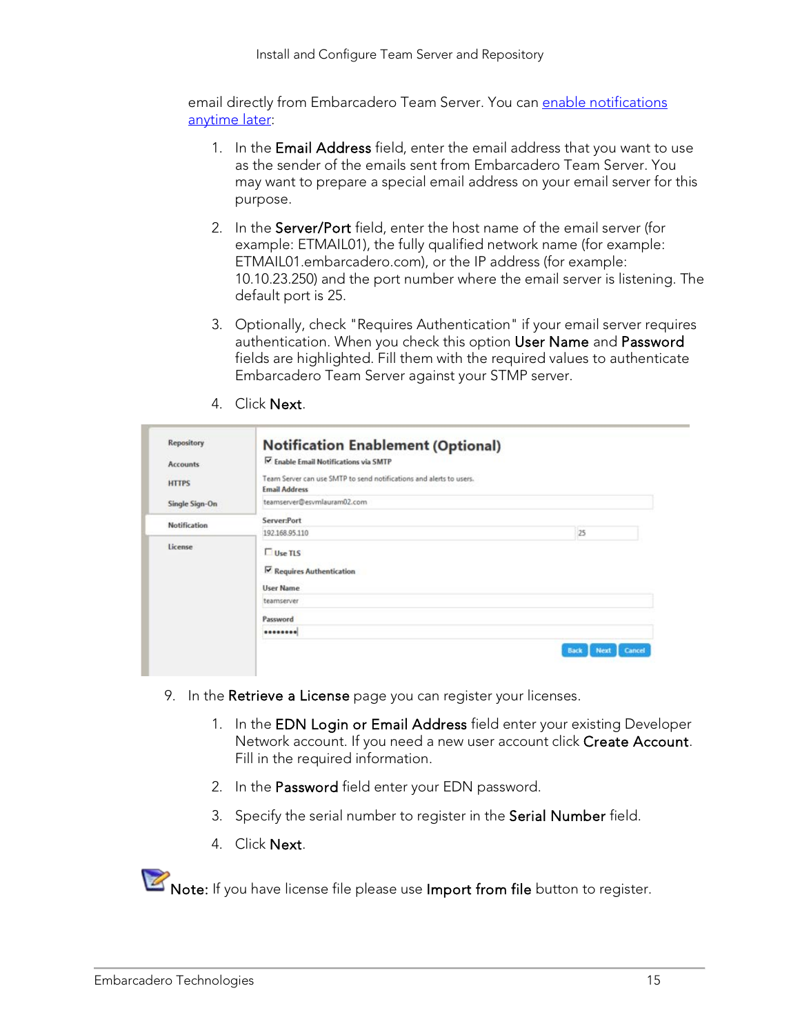email directly from Embarcadero Team Server. You can [enable notifications anytime later]:

1. In the **Email Address** field, enter the email address that you want to use as the sender of the emails sent from Embarcadero Team Server. You may want to prepare a special email address on your email server for this purpose.

2. In the **Server/Port** field, enter the host name of the email server (for example: ETMAIL01), the fully qualified network name (for example: ETMAIL01.embarcadero.com), or the IP address (for example: 10.10.23.250) and the port number where the email server is listening. The default port is 25.

3. Optionally, check "Requires Authentication" if your email server requires authentication. When you check this option **User Name** and **Password** fields are highlighted. Fill them with the required values to authenticate Embarcadero Team Server against your STMP server.

4. Click **Next**.

9. In the **Retrieve a License** page you can register your licenses.

1. In the **EDN Login or Email Address** field enter your existing Developer Network account. If you need a new user account click **Create Account**. Fill in the required information.

2. In the **Password** field enter your EDN password.

3. Specify the serial number to register in the **Serial Number** field.

4. Click **Next**.

**Note:** If you have license file please use **Import from file** button to register.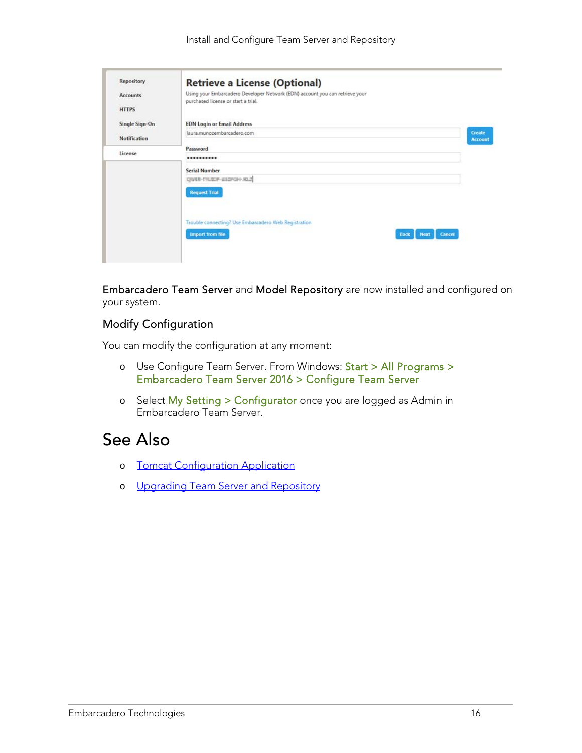Embarcadero Team Server and Model Repository are now installed and configured on your system.

## Modify Configuration

You can modify the configuration at any moment:

- Use Configure Team Server. From Windows: Start > All Programs > Embarcadero Team Server 2016 > Configure Team Server
- Select My Setting > Configurator once you are logged as Admin in Embarcadero Team Server.

# See Also

- Tomcat Configuration Application
- Upgrading Team Server and Repository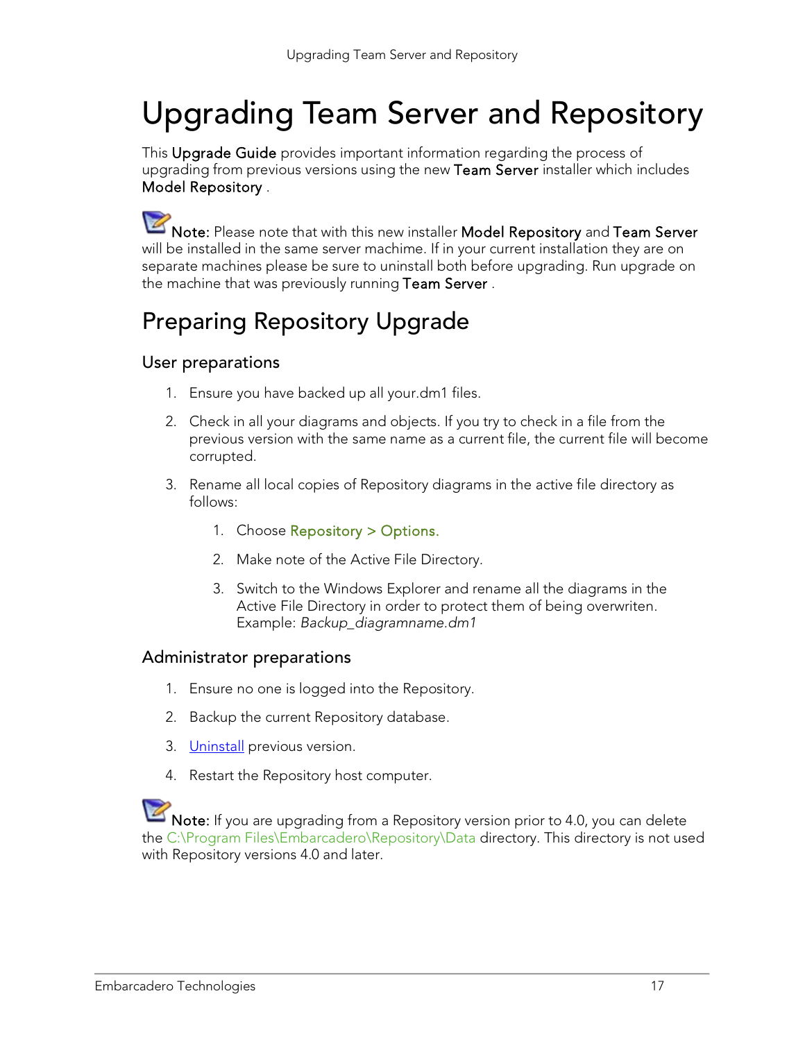# Upgrading Team Server and Repository

This **Upgrade Guide** provides important information regarding the process of upgrading from previous versions using the new **Team Server** installer which includes **Model Repository** .

**Note:** Please note that with this new installer **Model Repository** and **Team Server** will be installed in the same server machime. If in your current installation they are on separate machines please be sure to uninstall both before upgrading. Run upgrade on the machine that was previously running **Team Server** .

## Preparing Repository Upgrade

### User preparations

1. Ensure you have backed up all your.dm1 files.
2. Check in all your diagrams and objects. If you try to check in a file from the previous version with the same name as a current file, the current file will become corrupted.
3. Rename all local copies of Repository diagrams in the active file directory as follows:
    1. Choose Repository > Options.
    2. Make note of the Active File Directory.
    3. Switch to the Windows Explorer and rename all the diagrams in the Active File Directory in order to protect them of being overwriten. Example: *Backup_diagramname.dm1*

### Administrator preparations

1. Ensure no one is logged into the Repository.
2. Backup the current Repository database.
3. Uninstall previous version.
4. Restart the Repository host computer.

**Note:** If you are upgrading from a Repository version prior to 4.0, you can delete the C:\Program Files\Embarcadero\Repository\Data directory. This directory is not used with Repository versions 4.0 and later.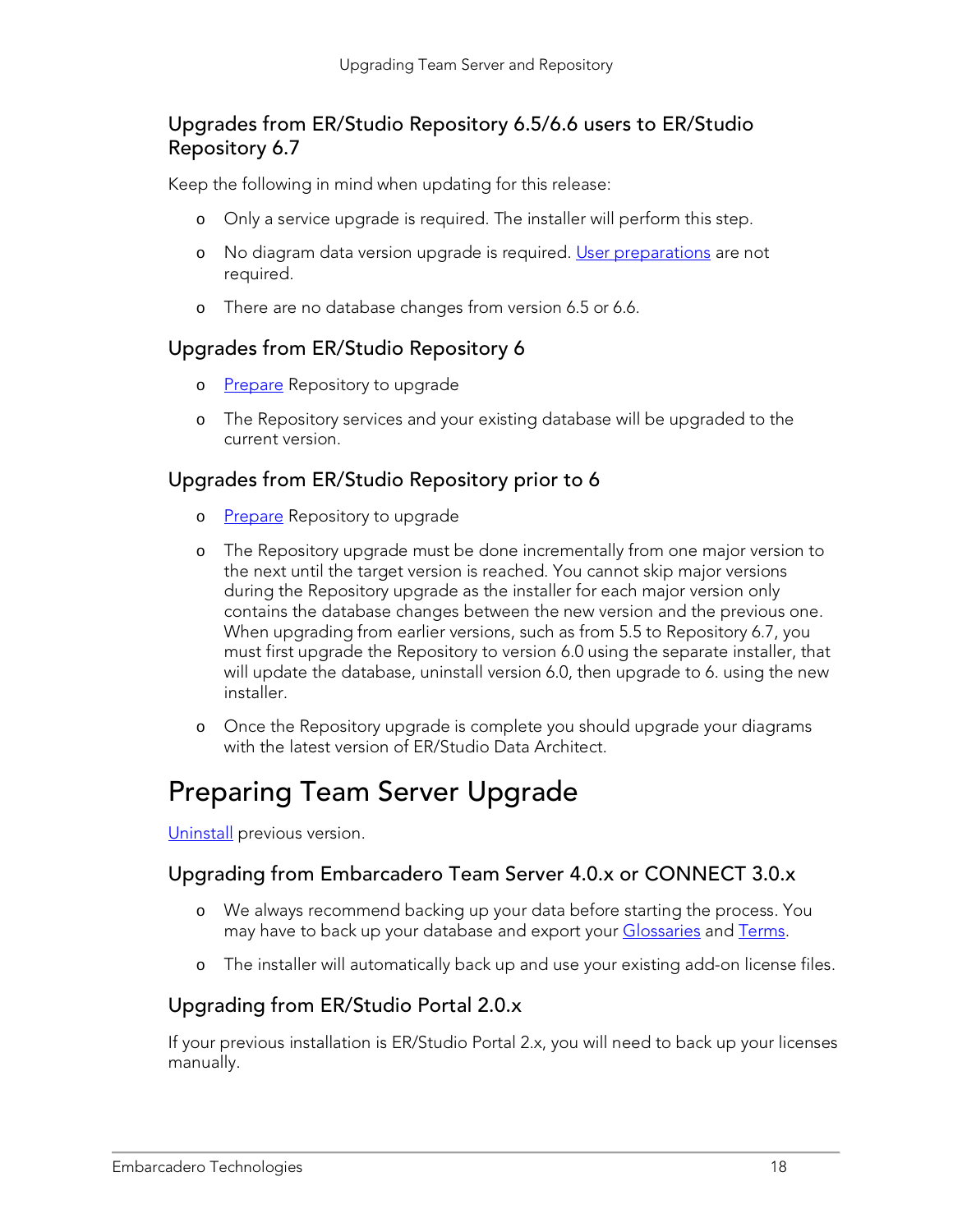### Upgrades from ER/Studio Repository 6.5/6.6 users to ER/Studio Repository 6.7

Keep the following in mind when updating for this release:

- Only a service upgrade is required. The installer will perform this step.
- No diagram data version upgrade is required. User preparations are not required.
- There are no database changes from version 6.5 or 6.6.

### Upgrades from ER/Studio Repository 6

- Prepare Repository to upgrade
- The Repository services and your existing database will be upgraded to the current version.

### Upgrades from ER/Studio Repository prior to 6

- Prepare Repository to upgrade
- The Repository upgrade must be done incrementally from one major version to the next until the target version is reached. You cannot skip major versions during the Repository upgrade as the installer for each major version only contains the database changes between the new version and the previous one. When upgrading from earlier versions, such as from 5.5 to Repository 6.7, you must first upgrade the Repository to version 6.0 using the separate installer, that will update the database, uninstall version 6.0, then upgrade to 6. using the new installer.
- Once the Repository upgrade is complete you should upgrade your diagrams with the latest version of ER/Studio Data Architect.

## Preparing Team Server Upgrade

Uninstall previous version.

### Upgrading from Embarcadero Team Server 4.0.x or CONNECT 3.0.x

- We always recommend backing up your data before starting the process. You may have to back up your database and export your Glossaries and Terms.
- The installer will automatically back up and use your existing add-on license files.

### Upgrading from ER/Studio Portal 2.0.x

If your previous installation is ER/Studio Portal 2.x, you will need to back up your licenses manually.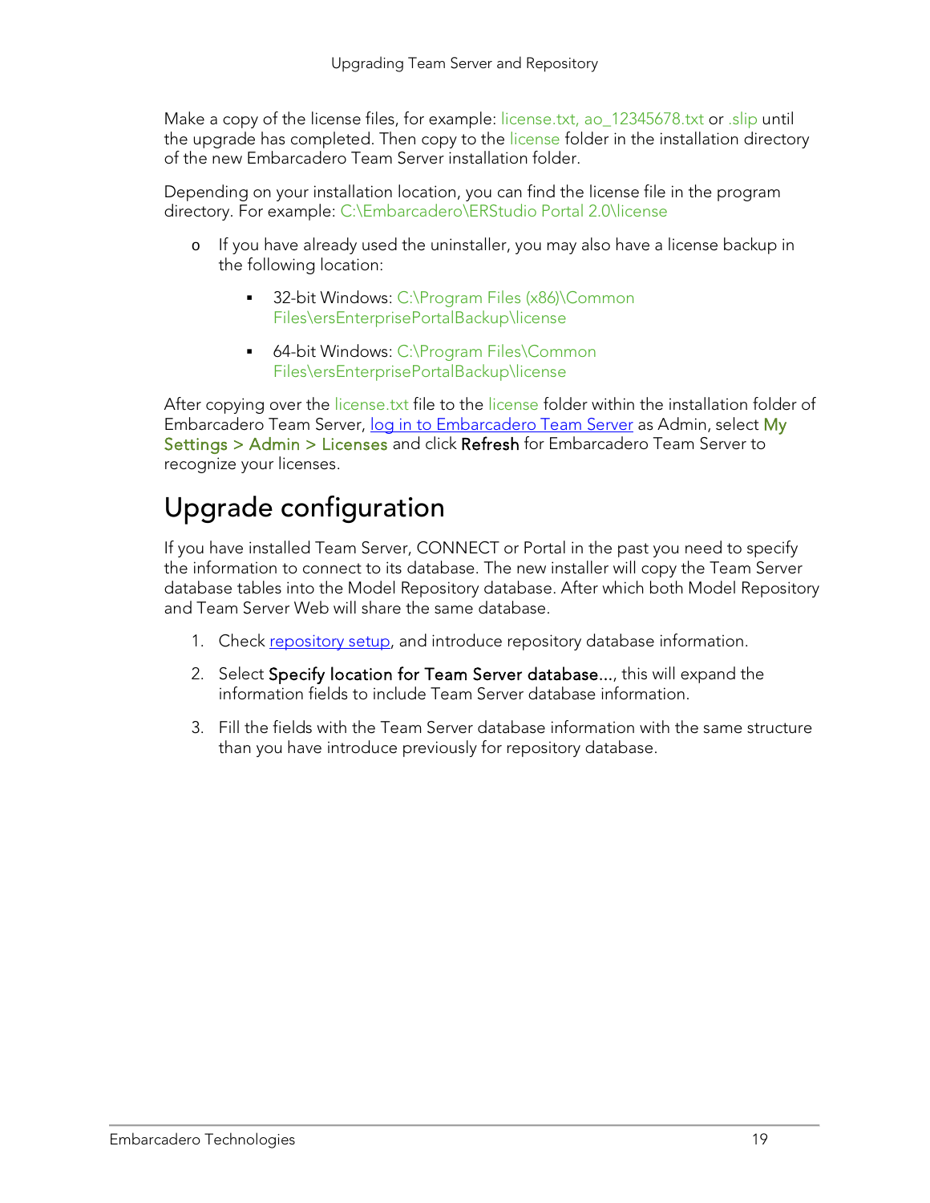Make a copy of the license files, for example: license.txt, ao_12345678.txt or .slip until the upgrade has completed. Then copy to the license folder in the installation directory of the new Embarcadero Team Server installation folder.

Depending on your installation location, you can find the license file in the program directory. For example: C:\Embarcadero\ERStudio Portal 2.0\license

- If you have already used the uninstaller, you may also have a license backup in the following location:
  - 32-bit Windows: C:\Program Files (x86)\Common Files\ersEnterprisePortalBackup\license
  - 64-bit Windows: C:\Program Files\Common Files\ersEnterprisePortalBackup\license

After copying over the license.txt file to the license folder within the installation folder of Embarcadero Team Server, log in to Embarcadero Team Server as Admin, select **My Settings > Admin > Licenses** and click **Refresh** for Embarcadero Team Server to recognize your licenses.

# Upgrade configuration

If you have installed Team Server, CONNECT or Portal in the past you need to specify the information to connect to its database. The new installer will copy the Team Server database tables into the Model Repository database. After which both Model Repository and Team Server Web will share the same database.

1. Check repository setup, and introduce repository database information.
2. Select **Specify location for Team Server database...**, this will expand the information fields to include Team Server database information.
3. Fill the fields with the Team Server database information with the same structure than you have introduce previously for repository database.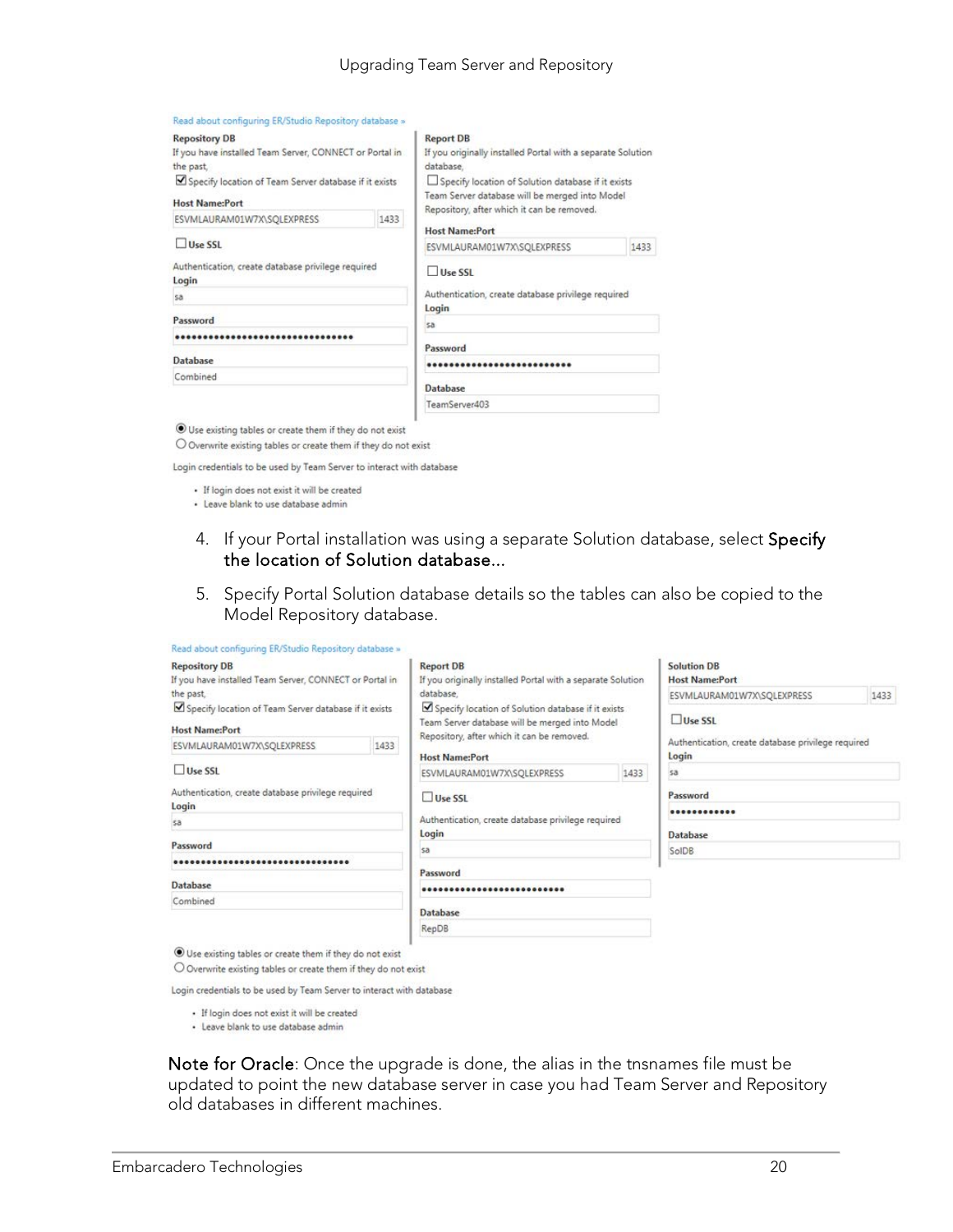Read about configuring ER/Studio Repository database »

**Repository DB**
If you have installed Team Server, CONNECT or Portal in the past,
☑ Specify location of Team Server database if it exists

**Host Name:Port**
ESVMLAURAM01W7X\SQLEXPRESS 1433

☐ **Use SSL**

Authentication, create database privilege required
**Login**
sa

**Password**
••••••••••••••••••••••••••••••••

**Database**
Combined

**Report DB**
If you originally installed Portal with a separate Solution database,
☐ Specify location of Solution database if it exists
Team Server database will be merged into Model Repository, after which it can be removed.

**Host Name:Port**
ESVMLAURAM01W7X\SQLEXPRESS 1433

☐ **Use SSL**

Authentication, create database privilege required
**Login**
sa

**Password**
••••••••••••••••••••••••••

**Database**
TeamServer403

◉ Use existing tables or create them if they do not exist
○ Overwrite existing tables or create them if they do not exist

Login credentials to be used by Team Server to interact with database

- If login does not exist it will be created
- Leave blank to use database admin

4. If your Portal installation was using a separate Solution database, select **Specify the location of Solution database...**

5. Specify Portal Solution database details so the tables can also be copied to the Model Repository database.

Read about configuring ER/Studio Repository database »

**Repository DB**
If you have installed Team Server, CONNECT or Portal in the past,
☑ Specify location of Team Server database if it exists

**Host Name:Port**
ESVMLAURAM01W7X\SQLEXPRESS 1433

☐ **Use SSL**

Authentication, create database privilege required
**Login**
sa

**Password**
••••••••••••••••••••••••••••••••

**Database**
Combined

**Report DB**
If you originally installed Portal with a separate Solution database,
☑ Specify location of Solution database if it exists
Team Server database will be merged into Model Repository, after which it can be removed.

**Host Name:Port**
ESVMLAURAM01W7X\SQLEXPRESS 1433

☐ **Use SSL**

Authentication, create database privilege required
**Login**
sa

**Password**
••••••••••••••••••••••••••

**Database**
RepDB

**Solution DB**
**Host Name:Port**
ESVMLAURAM01W7X\SQLEXPRESS 1433

☐ **Use SSL**

Authentication, create database privilege required
**Login**
sa

**Password**
••••••••••••

**Database**
SolDB

◉ Use existing tables or create them if they do not exist
○ Overwrite existing tables or create them if they do not exist

Login credentials to be used by Team Server to interact with database

- If login does not exist it will be created
- Leave blank to use database admin

**Note for Oracle**: Once the upgrade is done, the alias in the tnsnames file must be updated to point the new database server in case you had Team Server and Repository old databases in different machines.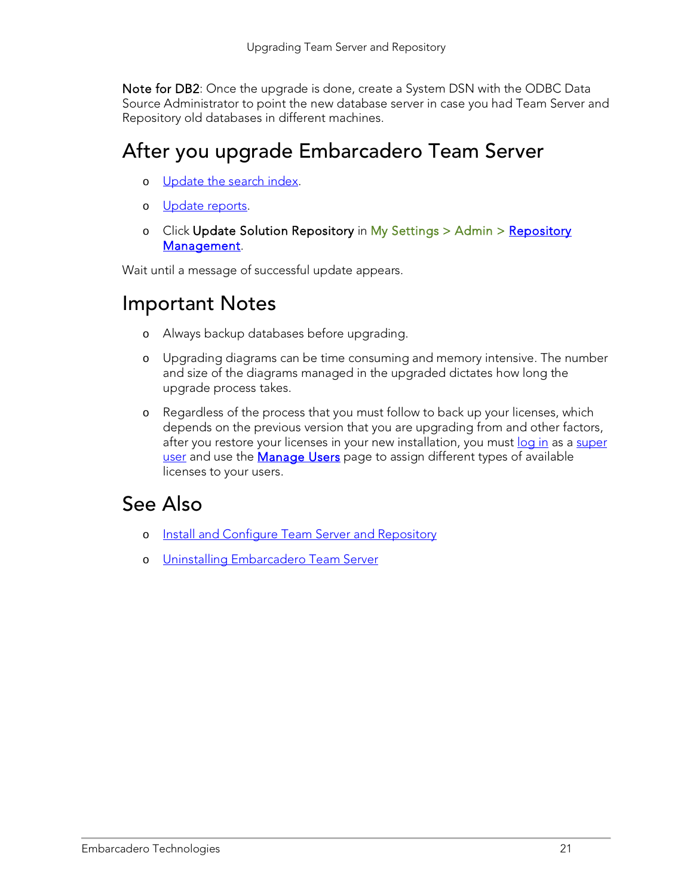**Note for DB2**: Once the upgrade is done, create a System DSN with the ODBC Data Source Administrator to point the new database server in case you had Team Server and Repository old databases in different machines.

## After you upgrade Embarcadero Team Server

- Update the search index.
- Update reports.
- Click **Update Solution Repository** in My Settings > Admin > **Repository Management**.

Wait until a message of successful update appears.

## Important Notes

- Always backup databases before upgrading.
- Upgrading diagrams can be time consuming and memory intensive. The number and size of the diagrams managed in the upgraded dictates how long the upgrade process takes.
- Regardless of the process that you must follow to back up your licenses, which depends on the previous version that you are upgrading from and other factors, after you restore your licenses in your new installation, you must log in as a super user and use the **Manage Users** page to assign different types of available licenses to your users.

## See Also

- Install and Configure Team Server and Repository
- Uninstalling Embarcadero Team Server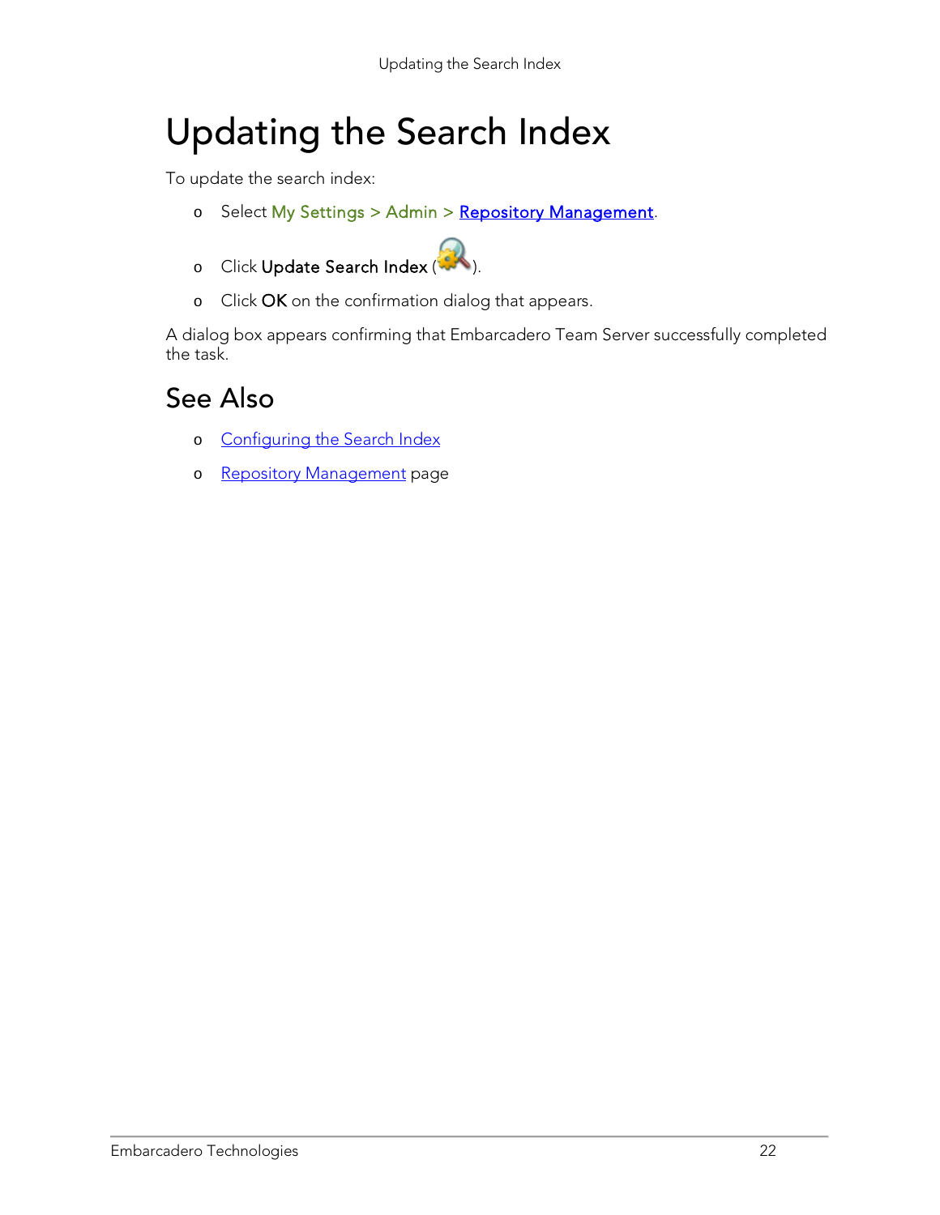# Updating the Search Index

To update the search index:

- Select My Settings > Admin > Repository Management.
- Click **Update Search Index** ( ).
- Click **OK** on the confirmation dialog that appears.

A dialog box appears confirming that Embarcadero Team Server successfully completed the task.

## See Also

- Configuring the Search Index
- Repository Management page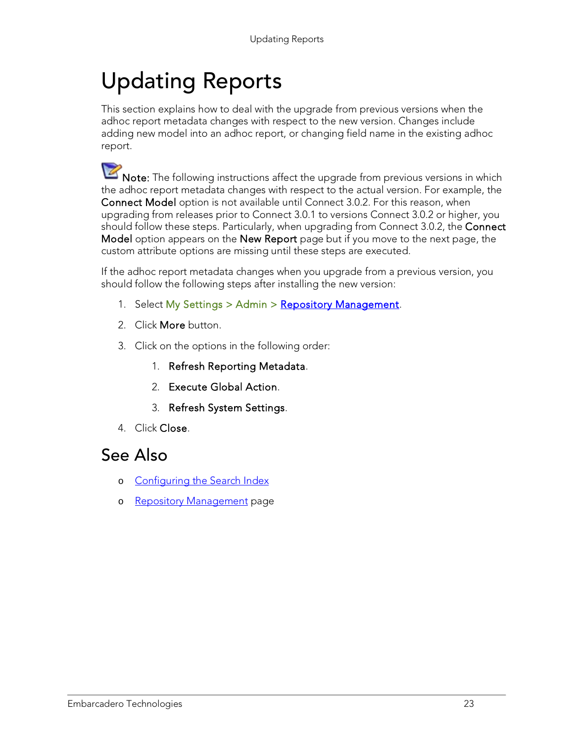# Updating Reports

This section explains how to deal with the upgrade from previous versions when the adhoc report metadata changes with respect to the new version. Changes include adding new model into an adhoc report, or changing field name in the existing adhoc report.

**Note:** The following instructions affect the upgrade from previous versions in which the adhoc report metadata changes with respect to the actual version. For example, the **Connect Model** option is not available until Connect 3.0.2. For this reason, when upgrading from releases prior to Connect 3.0.1 to versions Connect 3.0.2 or higher, you should follow these steps. Particularly, when upgrading from Connect 3.0.2, the **Connect Model** option appears on the **New Report** page but if you move to the next page, the custom attribute options are missing until these steps are executed.

If the adhoc report metadata changes when you upgrade from a previous version, you should follow the following steps after installing the new version:

1. Select My Settings > Admin > Repository Management.
2. Click **More** button.
3. Click on the options in the following order:
    1. **Refresh Reporting Metadata**.
    2. **Execute Global Action**.
    3. **Refresh System Settings**.
4. Click **Close**.

## See Also

- Configuring the Search Index
- Repository Management page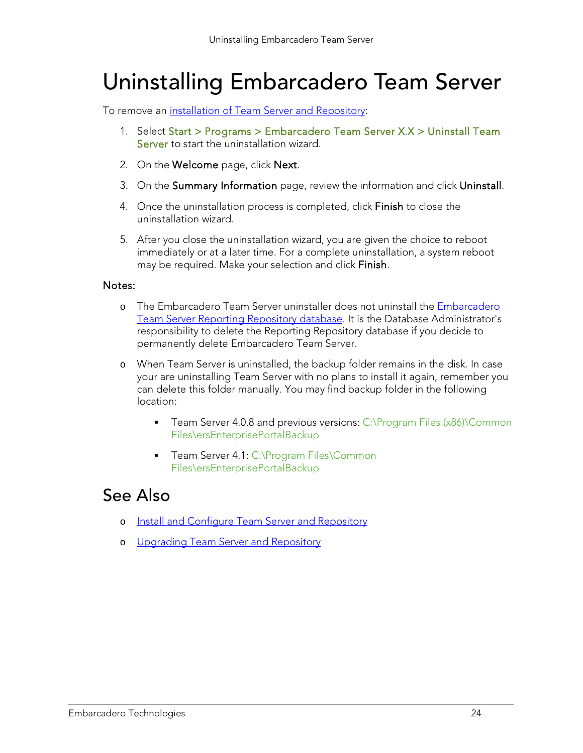# Uninstalling Embarcadero Team Server

To remove an installation of Team Server and Repository:

1. Select Start > Programs > Embarcadero Team Server X.X > Uninstall Team Server to start the uninstallation wizard.
2. On the **Welcome** page, click **Next**.
3. On the **Summary Information** page, review the information and click **Uninstall**.
4. Once the uninstallation process is completed, click **Finish** to close the uninstallation wizard.
5. After you close the uninstallation wizard, you are given the choice to reboot immediately or at a later time. For a complete uninstallation, a system reboot may be required. Make your selection and click **Finish**.

Notes:

- The Embarcadero Team Server uninstaller does not uninstall the Embarcadero Team Server Reporting Repository database. It is the Database Administrator's responsibility to delete the Reporting Repository database if you decide to permanently delete Embarcadero Team Server.
- When Team Server is uninstalled, the backup folder remains in the disk. In case your are uninstalling Team Server with no plans to install it again, remember you can delete this folder manually. You may find backup folder in the following location:
  - Team Server 4.0.8 and previous versions: C:\Program Files (x86)\Common Files\ersEnterprisePortalBackup
  - Team Server 4.1: C:\Program Files\Common Files\ersEnterprisePortalBackup

## See Also

- Install and Configure Team Server and Repository
- Upgrading Team Server and Repository